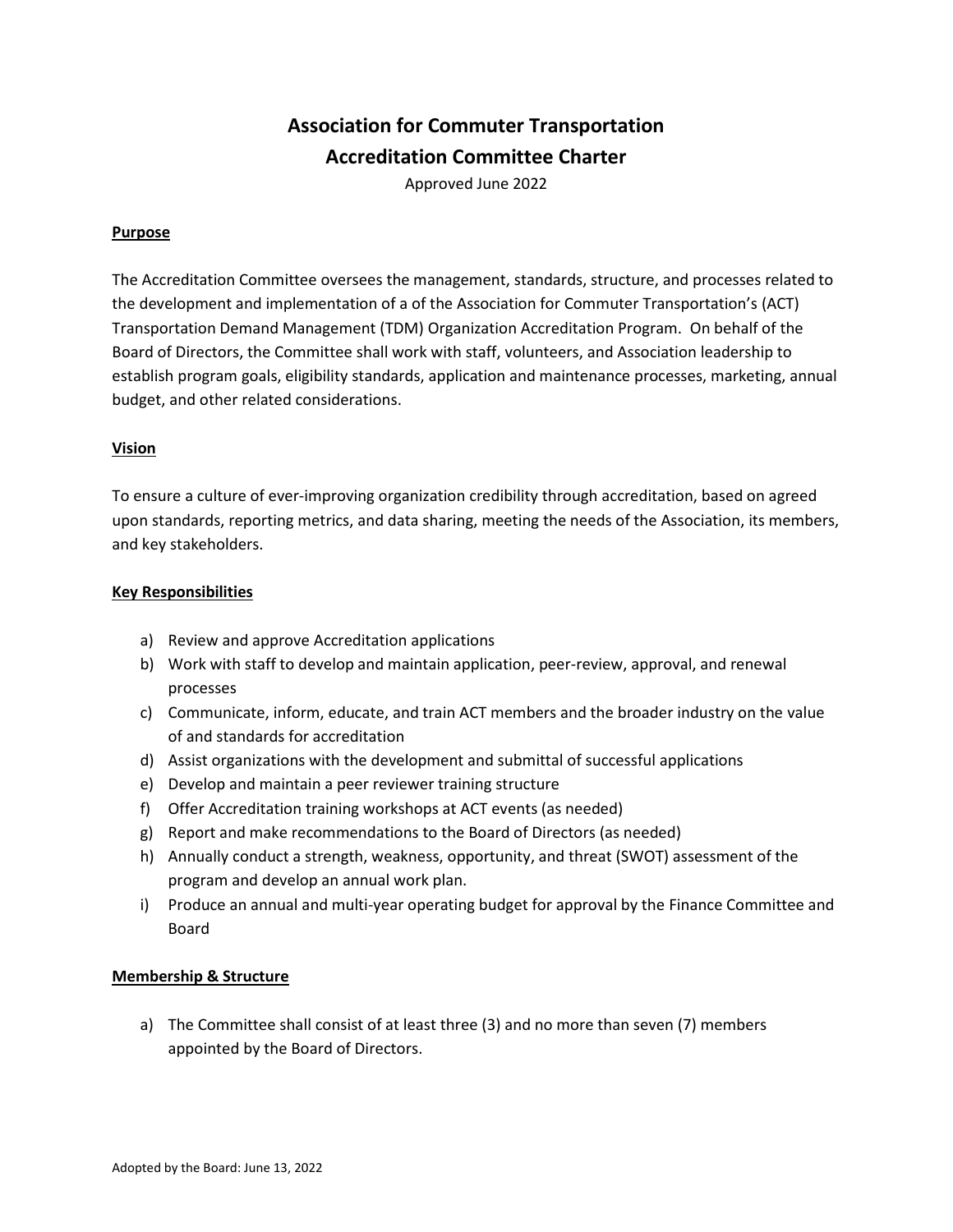# Association for Commuter Transportation
# Accreditation Committee Charter

Approved June 2022

**Purpose**

The Accreditation Committee oversees the management, standards, structure, and processes related to the development and implementation of a of the Association for Commuter Transportation's (ACT) Transportation Demand Management (TDM) Organization Accreditation Program. On behalf of the Board of Directors, the Committee shall work with staff, volunteers, and Association leadership to establish program goals, eligibility standards, application and maintenance processes, marketing, annual budget, and other related considerations.

**Vision**

To ensure a culture of ever-improving organization credibility through accreditation, based on agreed upon standards, reporting metrics, and data sharing, meeting the needs of the Association, its members, and key stakeholders.

**Key Responsibilities**

a) Review and approve Accreditation applications
b) Work with staff to develop and maintain application, peer-review, approval, and renewal processes
c) Communicate, inform, educate, and train ACT members and the broader industry on the value of and standards for accreditation
d) Assist organizations with the development and submittal of successful applications
e) Develop and maintain a peer reviewer training structure
f) Offer Accreditation training workshops at ACT events (as needed)
g) Report and make recommendations to the Board of Directors (as needed)
h) Annually conduct a strength, weakness, opportunity, and threat (SWOT) assessment of the program and develop an annual work plan.
i) Produce an annual and multi-year operating budget for approval by the Finance Committee and Board

**Membership & Structure**

a) The Committee shall consist of at least three (3) and no more than seven (7) members appointed by the Board of Directors.

Adopted by the Board: June 13, 2022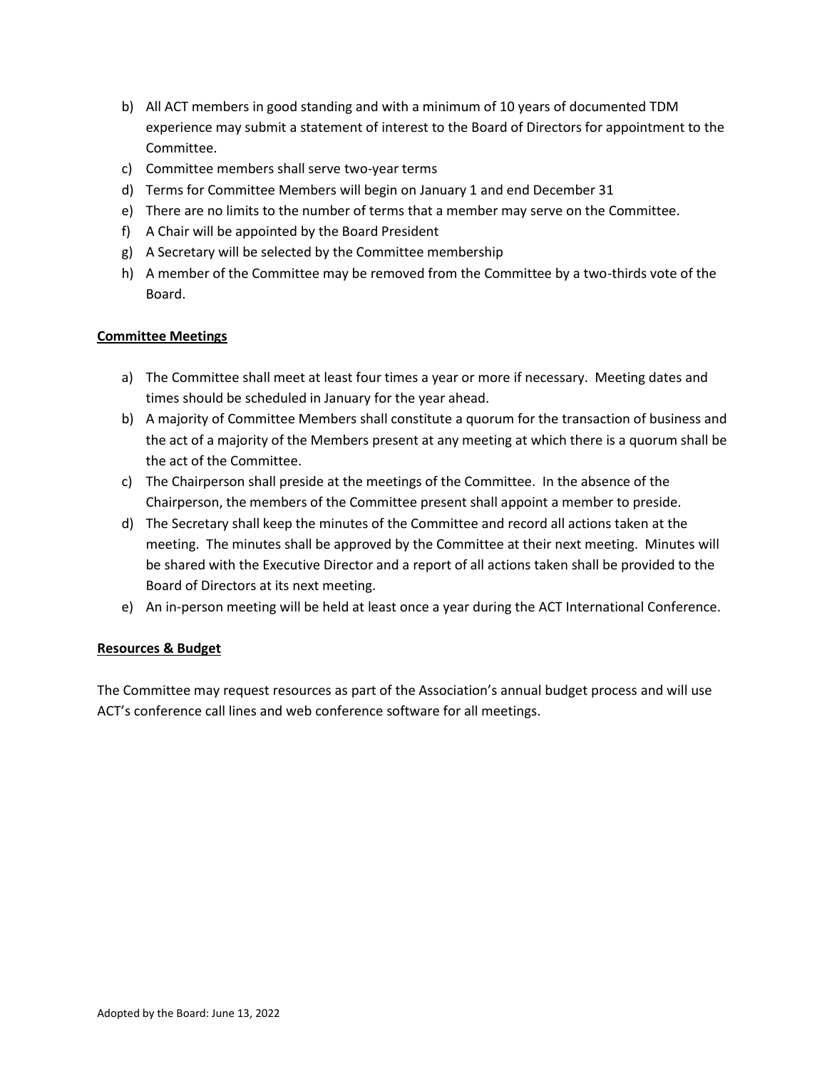b) All ACT members in good standing and with a minimum of 10 years of documented TDM experience may submit a statement of interest to the Board of Directors for appointment to the Committee.
c) Committee members shall serve two-year terms
d) Terms for Committee Members will begin on January 1 and end December 31
e) There are no limits to the number of terms that a member may serve on the Committee.
f) A Chair will be appointed by the Board President
g) A Secretary will be selected by the Committee membership
h) A member of the Committee may be removed from the Committee by a two-thirds vote of the Board.

**Committee Meetings**

a) The Committee shall meet at least four times a year or more if necessary. Meeting dates and times should be scheduled in January for the year ahead.
b) A majority of Committee Members shall constitute a quorum for the transaction of business and the act of a majority of the Members present at any meeting at which there is a quorum shall be the act of the Committee.
c) The Chairperson shall preside at the meetings of the Committee. In the absence of the Chairperson, the members of the Committee present shall appoint a member to preside.
d) The Secretary shall keep the minutes of the Committee and record all actions taken at the meeting. The minutes shall be approved by the Committee at their next meeting. Minutes will be shared with the Executive Director and a report of all actions taken shall be provided to the Board of Directors at its next meeting.
e) An in-person meeting will be held at least once a year during the ACT International Conference.

**Resources & Budget**

The Committee may request resources as part of the Association's annual budget process and will use ACT's conference call lines and web conference software for all meetings.

Adopted by the Board: June 13, 2022